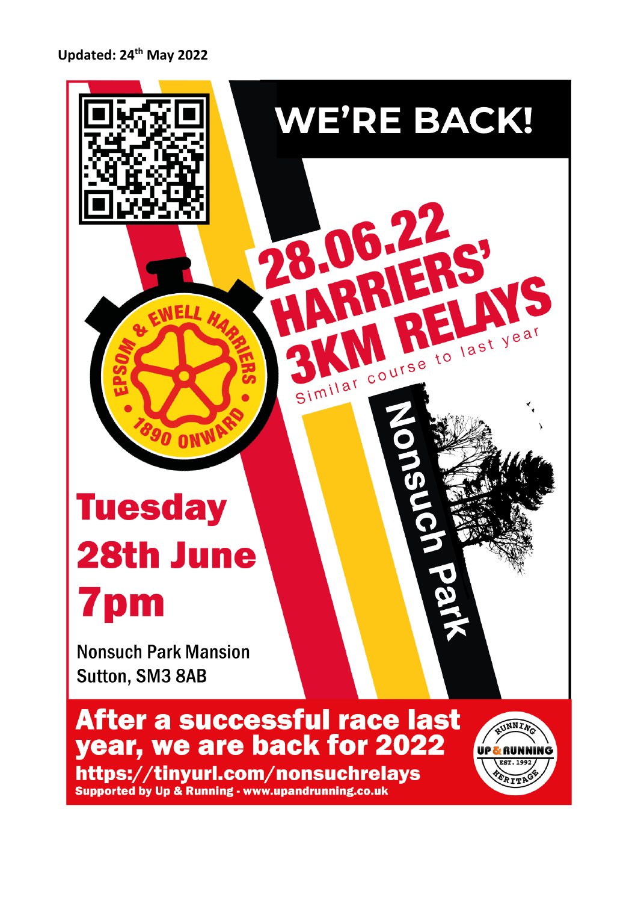**Updated: 24th May 2022**

# WE'RE BACK!

## 28.06.22 HARRIERS' 3KM RELAYS

Similar course to last year

Nonsuch Park

EPSOM & EWELL HARRIERS • 1890 ONWARD •

## Tuesday 28th June 7pm

Nonsuch Park Mansion
Sutton, SM3 8AB

**After a successful race last year, we are back for 2022**

**https://tinyurl.com/nonsuchrelays**

**Supported by Up & Running - www.upandrunning.co.uk**

RUNNING UP & RUNNING EST. 1992 HERITAGE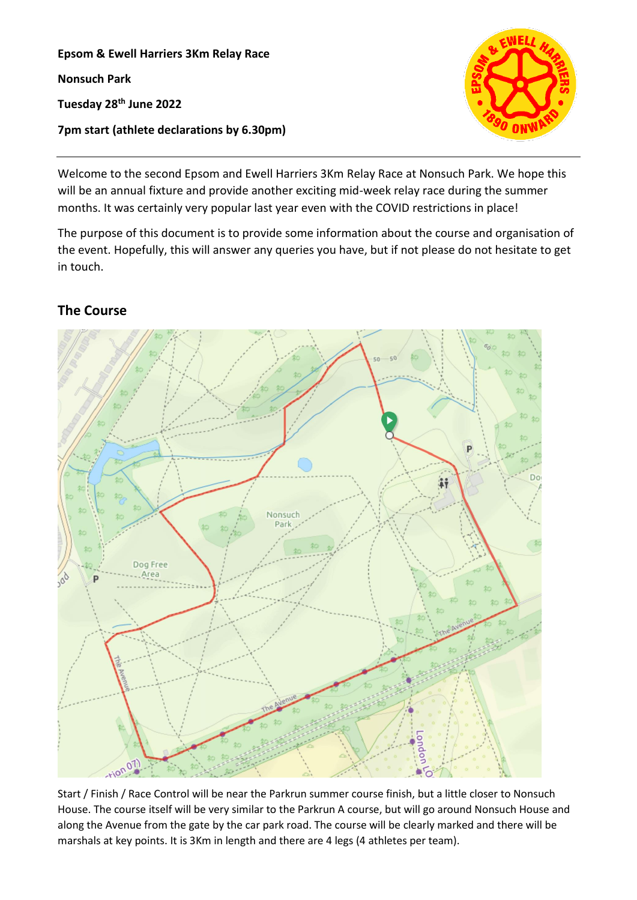**Epsom & Ewell Harriers 3Km Relay Race**

**Nonsuch Park**

**Tuesday 28th June 2022**

**7pm start (athlete declarations by 6.30pm)**

---

Welcome to the second Epsom and Ewell Harriers 3Km Relay Race at Nonsuch Park. We hope this will be an annual fixture and provide another exciting mid-week relay race during the summer months. It was certainly very popular last year even with the COVID restrictions in place!

The purpose of this document is to provide some information about the course and organisation of the event. Hopefully, this will answer any queries you have, but if not please do not hesitate to get in touch.

## The Course

Start / Finish / Race Control will be near the Parkrun summer course finish, but a little closer to Nonsuch House. The course itself will be very similar to the Parkrun A course, but will go around Nonsuch House and along the Avenue from the gate by the car park road. The course will be clearly marked and there will be marshals at key points. It is 3Km in length and there are 4 legs (4 athletes per team).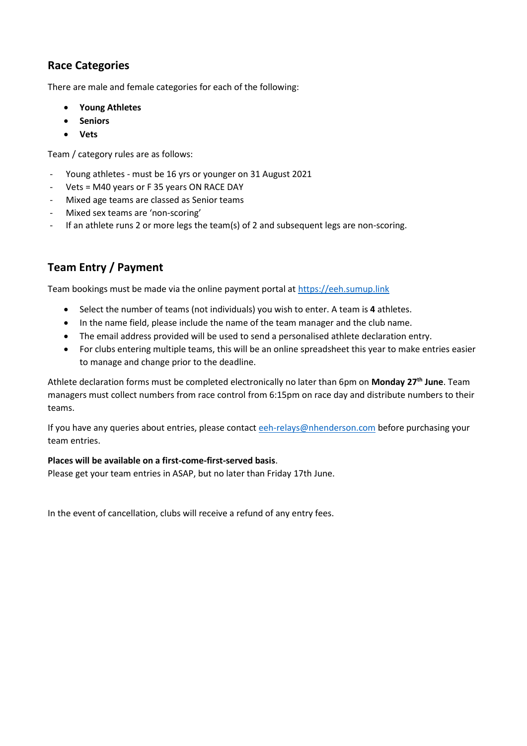## Race Categories

There are male and female categories for each of the following:

- **Young Athletes**
- **Seniors**
- **Vets**

Team / category rules are as follows:

- Young athletes - must be 16 yrs or younger on 31 August 2021
- Vets = M40 years or F 35 years ON RACE DAY
- Mixed age teams are classed as Senior teams
- Mixed sex teams are 'non-scoring'
- If an athlete runs 2 or more legs the team(s) of 2 and subsequent legs are non-scoring.

## Team Entry / Payment

Team bookings must be made via the online payment portal at [https://eeh.sumup.link](https://eeh.sumup.link)

- Select the number of teams (not individuals) you wish to enter. A team is **4** athletes.
- In the name field, please include the name of the team manager and the club name.
- The email address provided will be used to send a personalised athlete declaration entry.
- For clubs entering multiple teams, this will be an online spreadsheet this year to make entries easier to manage and change prior to the deadline.

Athlete declaration forms must be completed electronically no later than 6pm on **Monday 27th June**. Team managers must collect numbers from race control from 6:15pm on race day and distribute numbers to their teams.

If you have any queries about entries, please contact [eeh-relays@nhenderson.com](mailto:eeh-relays@nhenderson.com) before purchasing your team entries.

**Places will be available on a first-come-first-served basis**.
Please get your team entries in ASAP, but no later than Friday 17th June.

In the event of cancellation, clubs will receive a refund of any entry fees.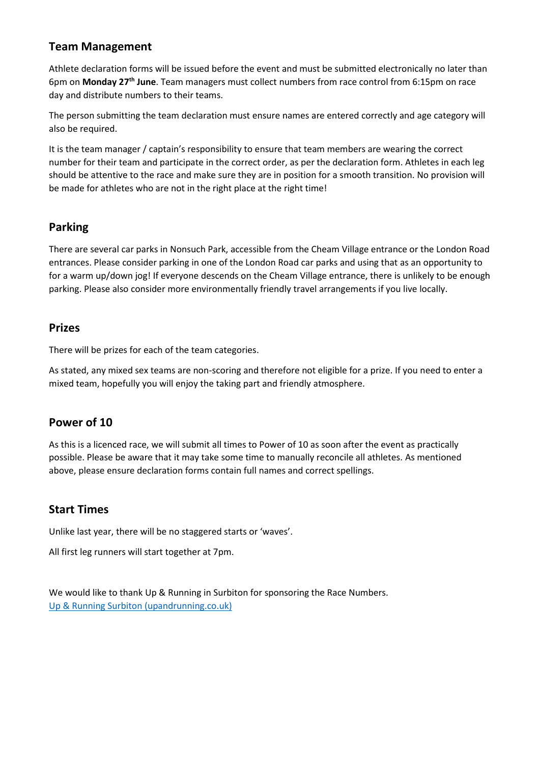## Team Management

Athlete declaration forms will be issued before the event and must be submitted electronically no later than 6pm on **Monday 27th June**. Team managers must collect numbers from race control from 6:15pm on race day and distribute numbers to their teams.

The person submitting the team declaration must ensure names are entered correctly and age category will also be required.

It is the team manager / captain's responsibility to ensure that team members are wearing the correct number for their team and participate in the correct order, as per the declaration form. Athletes in each leg should be attentive to the race and make sure they are in position for a smooth transition. No provision will be made for athletes who are not in the right place at the right time!

## Parking

There are several car parks in Nonsuch Park, accessible from the Cheam Village entrance or the London Road entrances. Please consider parking in one of the London Road car parks and using that as an opportunity to for a warm up/down jog! If everyone descends on the Cheam Village entrance, there is unlikely to be enough parking. Please also consider more environmentally friendly travel arrangements if you live locally.

## Prizes

There will be prizes for each of the team categories.

As stated, any mixed sex teams are non-scoring and therefore not eligible for a prize. If you need to enter a mixed team, hopefully you will enjoy the taking part and friendly atmosphere.

## Power of 10

As this is a licenced race, we will submit all times to Power of 10 as soon after the event as practically possible. Please be aware that it may take some time to manually reconcile all athletes. As mentioned above, please ensure declaration forms contain full names and correct spellings.

## Start Times

Unlike last year, there will be no staggered starts or 'waves'.

All first leg runners will start together at 7pm.

We would like to thank Up & Running in Surbiton for sponsoring the Race Numbers.
[Up & Running Surbiton (upandrunning.co.uk)]